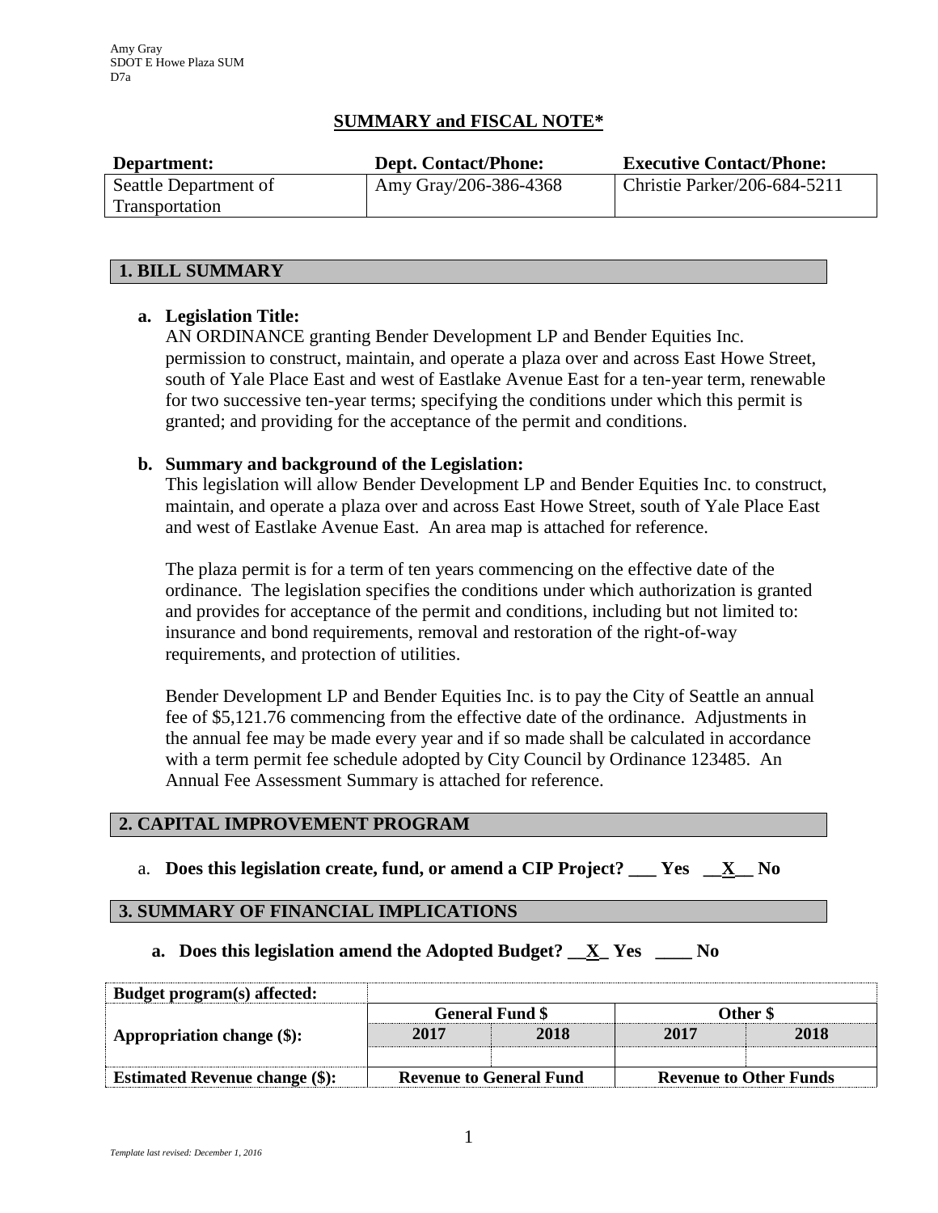Amy Gray
SDOT E Howe Plaza SUM
D7a

## SUMMARY and FISCAL NOTE*

| Department: | Dept. Contact/Phone: | Executive Contact/Phone: |
|---|---|---|
| Seattle Department of Transportation | Amy Gray/206-386-4368 | Christie Parker/206-684-5211 |

## 1. BILL SUMMARY

**a. Legislation Title:**

AN ORDINANCE granting Bender Development LP and Bender Equities Inc. permission to construct, maintain, and operate a plaza over and across East Howe Street, south of Yale Place East and west of Eastlake Avenue East for a ten-year term, renewable for two successive ten-year terms; specifying the conditions under which this permit is granted; and providing for the acceptance of the permit and conditions.

**b. Summary and background of the Legislation:**

This legislation will allow Bender Development LP and Bender Equities Inc. to construct, maintain, and operate a plaza over and across East Howe Street, south of Yale Place East and west of Eastlake Avenue East. An area map is attached for reference.

The plaza permit is for a term of ten years commencing on the effective date of the ordinance. The legislation specifies the conditions under which authorization is granted and provides for acceptance of the permit and conditions, including but not limited to: insurance and bond requirements, removal and restoration of the right-of-way requirements, and protection of utilities.

Bender Development LP and Bender Equities Inc. is to pay the City of Seattle an annual fee of $5,121.76 commencing from the effective date of the ordinance. Adjustments in the annual fee may be made every year and if so made shall be calculated in accordance with a term permit fee schedule adopted by City Council by Ordinance 123485. An Annual Fee Assessment Summary is attached for reference.

## 2. CAPITAL IMPROVEMENT PROGRAM

a. **Does this legislation create, fund, or amend a CIP Project? ___ Yes __X__ No**

## 3. SUMMARY OF FINANCIAL IMPLICATIONS

**a. Does this legislation amend the Adopted Budget? __X_ Yes ____ No**

| Budget program(s) affected: | | | | |
|---|---|---|---|---|
| | General Fund $ | | Other $ | |
| Appropriation change ($): | 2017 | 2018 | 2017 | 2018 |
| | | | | |
| Estimated Revenue change ($): | Revenue to General Fund | | Revenue to Other Funds | |

*Template last revised: December 1, 2016*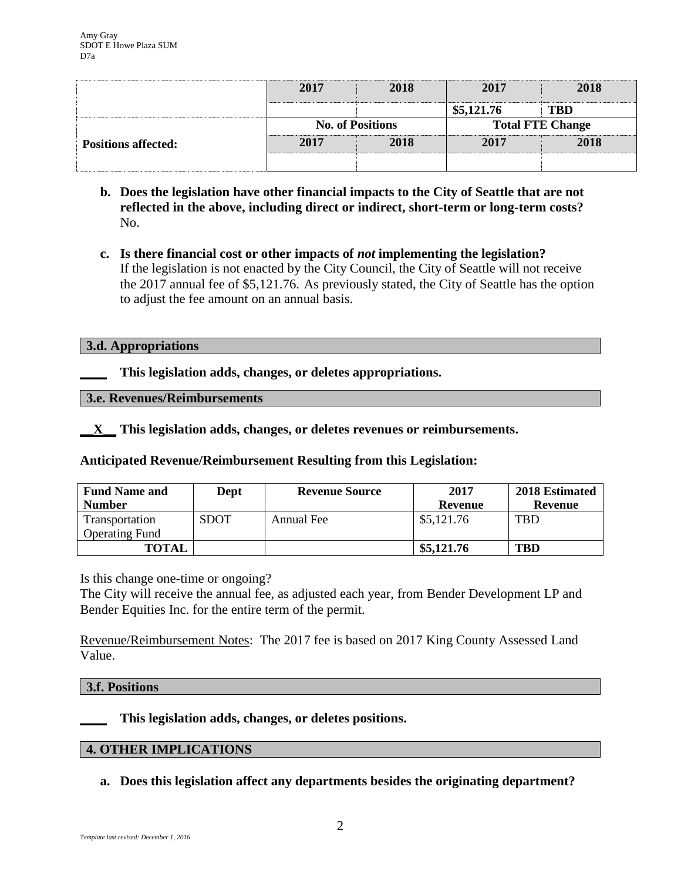| | 2017 | 2018 | 2017 | 2018 |
|---|---|---|---|---|
| | | | $5,121.76 | TBD |
| | No. of Positions | | Total FTE Change | |
| **Positions affected:** | 2017 | 2018 | 2017 | 2018 |
| | | | | |

**b. Does the legislation have other financial impacts to the City of Seattle that are not reflected in the above, including direct or indirect, short-term or long-term costs?**
No.

**c. Is there financial cost or other impacts of *not* implementing the legislation?**
If the legislation is not enacted by the City Council, the City of Seattle will not receive the 2017 annual fee of $5,121.76. As previously stated, the City of Seattle has the option to adjust the fee amount on an annual basis.

### 3.d. Appropriations

____ **This legislation adds, changes, or deletes appropriations.**

### 3.e. Revenues/Reimbursements

__X__ **This legislation adds, changes, or deletes revenues or reimbursements.**

**Anticipated Revenue/Reimbursement Resulting from this Legislation:**

| Fund Name and Number | Dept | Revenue Source | 2017 Revenue | 2018 Estimated Revenue |
|---|---|---|---|---|
| Transportation Operating Fund | SDOT | Annual Fee | $5,121.76 | TBD |
| **TOTAL** | | | **$5,121.76** | **TBD** |

Is this change one-time or ongoing?
The City will receive the annual fee, as adjusted each year, from Bender Development LP and Bender Equities Inc. for the entire term of the permit.

Revenue/Reimbursement Notes: The 2017 fee is based on 2017 King County Assessed Land Value.

### 3.f. Positions

____ **This legislation adds, changes, or deletes positions.**

## 4. OTHER IMPLICATIONS

**a. Does this legislation affect any departments besides the originating department?**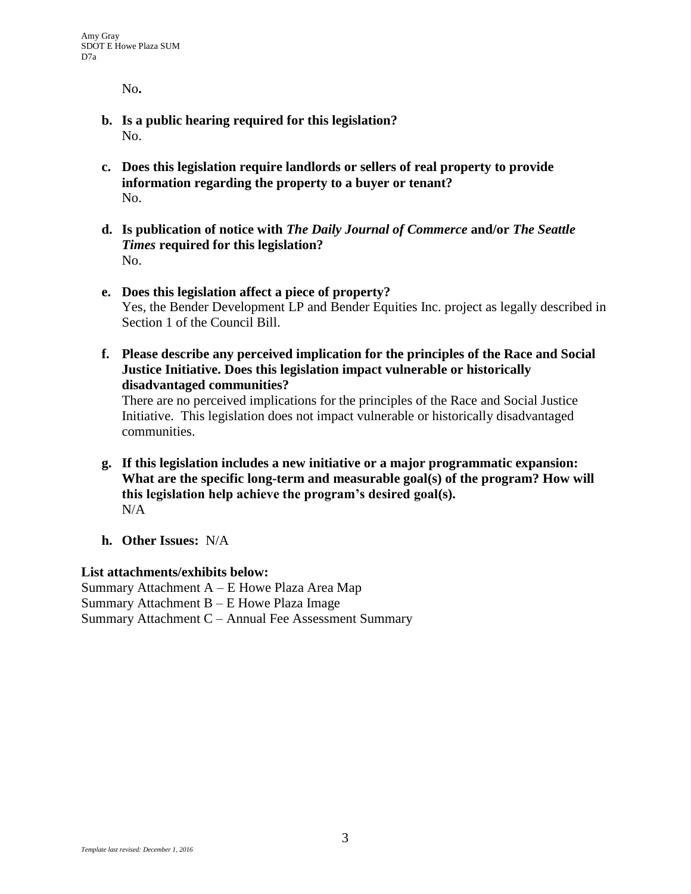No**.**

**b. Is a public hearing required for this legislation?**
No.

**c. Does this legislation require landlords or sellers of real property to provide information regarding the property to a buyer or tenant?**
No.

**d. Is publication of notice with *The Daily Journal of Commerce* and/or *The Seattle Times* required for this legislation?**
No.

**e. Does this legislation affect a piece of property?**
Yes, the Bender Development LP and Bender Equities Inc. project as legally described in Section 1 of the Council Bill.

**f. Please describe any perceived implication for the principles of the Race and Social Justice Initiative. Does this legislation impact vulnerable or historically disadvantaged communities?**
There are no perceived implications for the principles of the Race and Social Justice Initiative. This legislation does not impact vulnerable or historically disadvantaged communities.

**g. If this legislation includes a new initiative or a major programmatic expansion: What are the specific long-term and measurable goal(s) of the program? How will this legislation help achieve the program's desired goal(s).**
N/A

**h. Other Issues:** N/A

**List attachments/exhibits below:**

Summary Attachment A – E Howe Plaza Area Map
Summary Attachment B – E Howe Plaza Image
Summary Attachment C – Annual Fee Assessment Summary